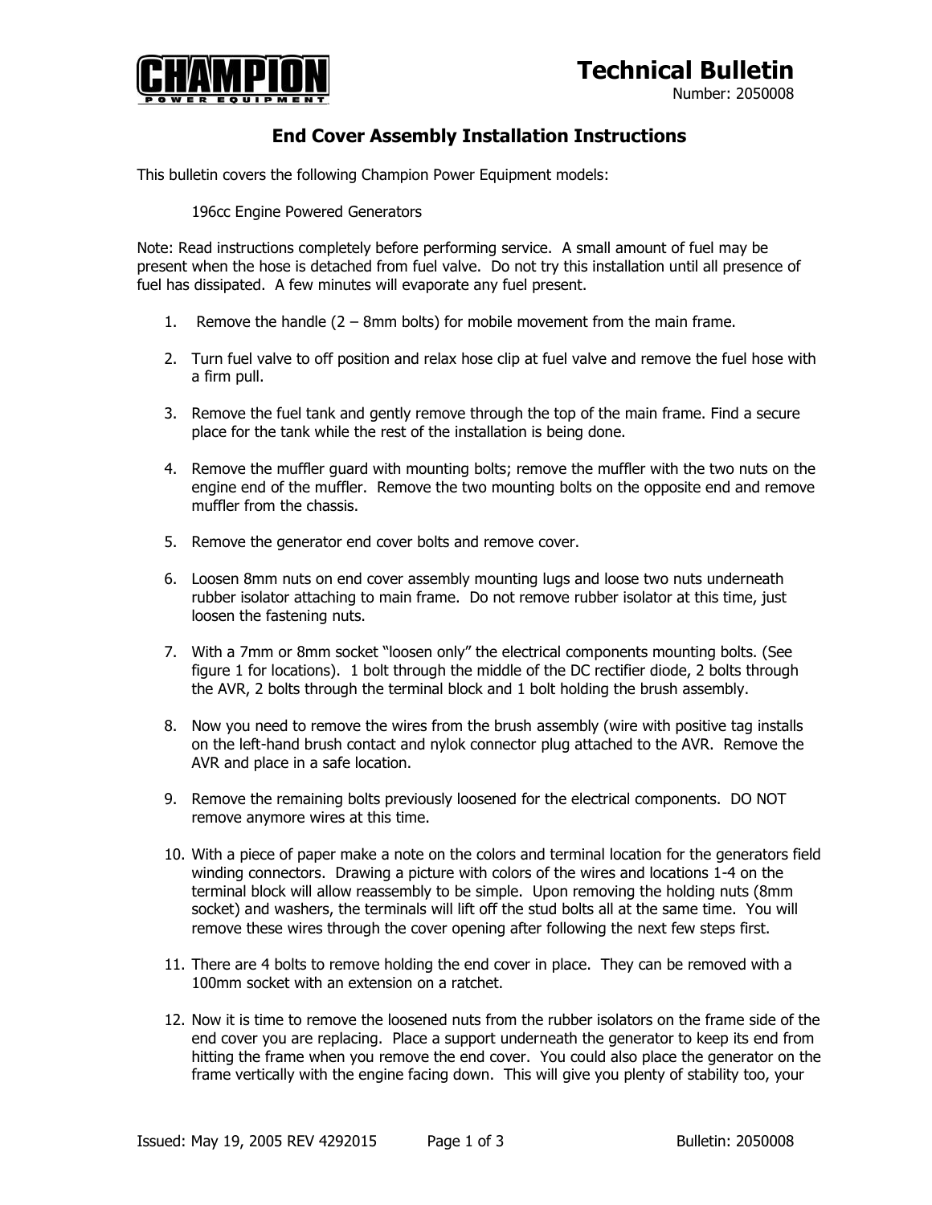# Technical Bulletin

Number: 2050008

## End Cover Assembly Installation Instructions

This bulletin covers the following Champion Power Equipment models:

196cc Engine Powered Generators

Note: Read instructions completely before performing service. A small amount of fuel may be present when the hose is detached from fuel valve. Do not try this installation until all presence of fuel has dissipated. A few minutes will evaporate any fuel present.

1. Remove the handle (2 – 8mm bolts) for mobile movement from the main frame.
2. Turn fuel valve to off position and relax hose clip at fuel valve and remove the fuel hose with a firm pull.
3. Remove the fuel tank and gently remove through the top of the main frame. Find a secure place for the tank while the rest of the installation is being done.
4. Remove the muffler guard with mounting bolts; remove the muffler with the two nuts on the engine end of the muffler. Remove the two mounting bolts on the opposite end and remove muffler from the chassis.
5. Remove the generator end cover bolts and remove cover.
6. Loosen 8mm nuts on end cover assembly mounting lugs and loose two nuts underneath rubber isolator attaching to main frame. Do not remove rubber isolator at this time, just loosen the fastening nuts.
7. With a 7mm or 8mm socket "loosen only" the electrical components mounting bolts. (See figure 1 for locations). 1 bolt through the middle of the DC rectifier diode, 2 bolts through the AVR, 2 bolts through the terminal block and 1 bolt holding the brush assembly.
8. Now you need to remove the wires from the brush assembly (wire with positive tag installs on the left-hand brush contact and nylok connector plug attached to the AVR. Remove the AVR and place in a safe location.
9. Remove the remaining bolts previously loosened for the electrical components. DO NOT remove anymore wires at this time.
10. With a piece of paper make a note on the colors and terminal location for the generators field winding connectors. Drawing a picture with colors of the wires and locations 1-4 on the terminal block will allow reassembly to be simple. Upon removing the holding nuts (8mm socket) and washers, the terminals will lift off the stud bolts all at the same time. You will remove these wires through the cover opening after following the next few steps first.
11. There are 4 bolts to remove holding the end cover in place. They can be removed with a 100mm socket with an extension on a ratchet.
12. Now it is time to remove the loosened nuts from the rubber isolators on the frame side of the end cover you are replacing. Place a support underneath the generator to keep its end from hitting the frame when you remove the end cover. You could also place the generator on the frame vertically with the engine facing down. This will give you plenty of stability too, your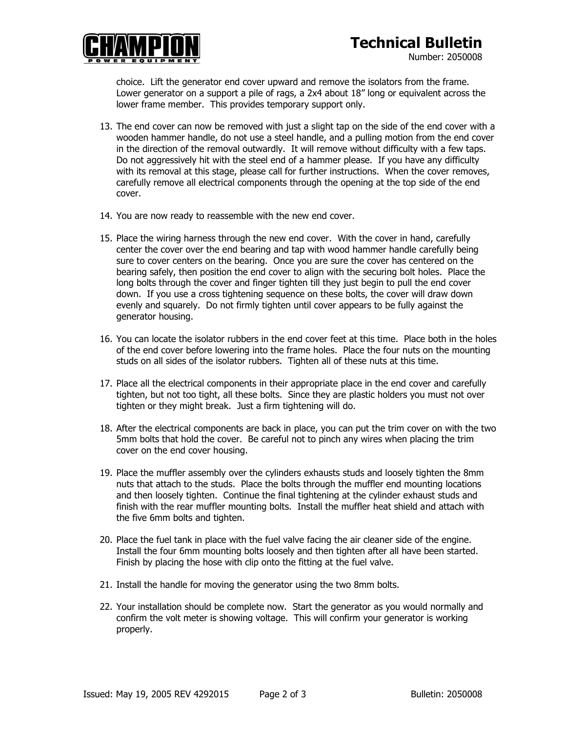choice. Lift the generator end cover upward and remove the isolators from the frame. Lower generator on a support a pile of rags, a 2x4 about 18" long or equivalent across the lower frame member. This provides temporary support only.

13. The end cover can now be removed with just a slight tap on the side of the end cover with a wooden hammer handle, do not use a steel handle, and a pulling motion from the end cover in the direction of the removal outwardly. It will remove without difficulty with a few taps. Do not aggressively hit with the steel end of a hammer please. If you have any difficulty with its removal at this stage, please call for further instructions. When the cover removes, carefully remove all electrical components through the opening at the top side of the end cover.

14. You are now ready to reassemble with the new end cover.

15. Place the wiring harness through the new end cover. With the cover in hand, carefully center the cover over the end bearing and tap with wood hammer handle carefully being sure to cover centers on the bearing. Once you are sure the cover has centered on the bearing safely, then position the end cover to align with the securing bolt holes. Place the long bolts through the cover and finger tighten till they just begin to pull the end cover down. If you use a cross tightening sequence on these bolts, the cover will draw down evenly and squarely. Do not firmly tighten until cover appears to be fully against the generator housing.

16. You can locate the isolator rubbers in the end cover feet at this time. Place both in the holes of the end cover before lowering into the frame holes. Place the four nuts on the mounting studs on all sides of the isolator rubbers. Tighten all of these nuts at this time.

17. Place all the electrical components in their appropriate place in the end cover and carefully tighten, but not too tight, all these bolts. Since they are plastic holders you must not over tighten or they might break. Just a firm tightening will do.

18. After the electrical components are back in place, you can put the trim cover on with the two 5mm bolts that hold the cover. Be careful not to pinch any wires when placing the trim cover on the end cover housing.

19. Place the muffler assembly over the cylinders exhausts studs and loosely tighten the 8mm nuts that attach to the studs. Place the bolts through the muffler end mounting locations and then loosely tighten. Continue the final tightening at the cylinder exhaust studs and finish with the rear muffler mounting bolts. Install the muffler heat shield and attach with the five 6mm bolts and tighten.

20. Place the fuel tank in place with the fuel valve facing the air cleaner side of the engine. Install the four 6mm mounting bolts loosely and then tighten after all have been started. Finish by placing the hose with clip onto the fitting at the fuel valve.

21. Install the handle for moving the generator using the two 8mm bolts.

22. Your installation should be complete now. Start the generator as you would normally and confirm the volt meter is showing voltage. This will confirm your generator is working properly.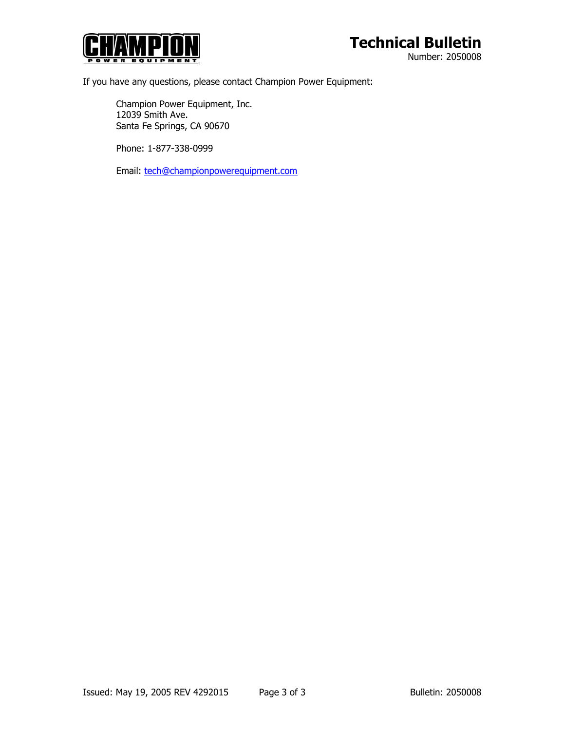If you have any questions, please contact Champion Power Equipment:

Champion Power Equipment, Inc.
12039 Smith Ave.
Santa Fe Springs, CA 90670

Phone: 1-877-338-0999

Email: tech@championpowerequipment.com